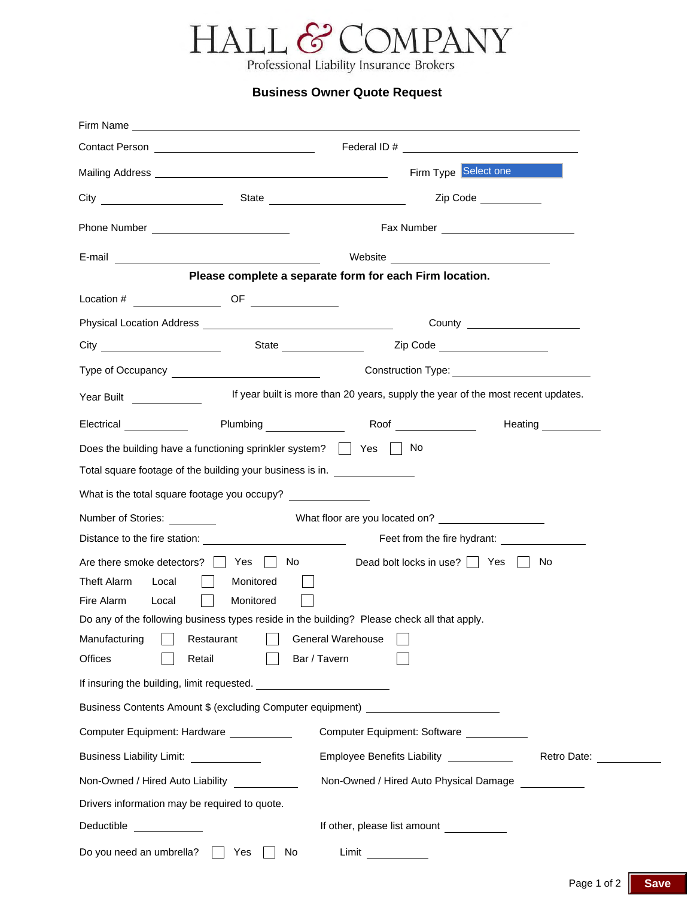# HALL & COMPANY

Professional Liability Insurance Brokers

## Business Owner Quote Request

Firm Name ____________________

Contact Person ____________________ Federal ID # ____________________

Mailing Address ____________________ Firm Type Select one

City ____________________ State ____________________ Zip Code ____________________

Phone Number ____________________ Fax Number ____________________

E-mail ____________________ Website ____________________

**Please complete a separate form for each Firm location.**

Location # __________ OF __________

Physical Location Address ____________________ County ____________________

City ____________________ State ____________________ Zip Code ____________________

Type of Occupancy ____________________ Construction Type: ____________________

Year Built __________ If year built is more than 20 years, supply the year of the most recent updates.

Electrical __________ Plumbing __________ Roof __________ Heating __________

Does the building have a functioning sprinkler system? ☐ Yes ☐ No

Total square footage of the building your business is in. __________

What is the total square footage you occupy? __________

Number of Stories: __________ What floor are you located on? __________

Distance to the fire station: __________ Feet from the fire hydrant: __________

Are there smoke detectors? ☐ Yes ☐ No Dead bolt locks in use? ☐ Yes ☐ No

Theft Alarm Local ☐ Monitored ☐

Fire Alarm Local ☐ Monitored ☐

Do any of the following business types reside in the building? Please check all that apply.

Manufacturing ☐ Restaurant ☐ General Warehouse ☐

Offices ☐ Retail ☐ Bar / Tavern ☐

If insuring the building, limit requested. __________

Business Contents Amount $ (excluding Computer equipment) __________

Computer Equipment: Hardware __________ Computer Equipment: Software __________

Business Liability Limit: __________ Employee Benefits Liability __________ Retro Date: __________

Non-Owned / Hired Auto Liability __________ Non-Owned / Hired Auto Physical Damage __________

Drivers information may be required to quote.

Deductible __________ If other, please list amount __________

Do you need an umbrella? ☐ Yes ☐ No Limit __________

Save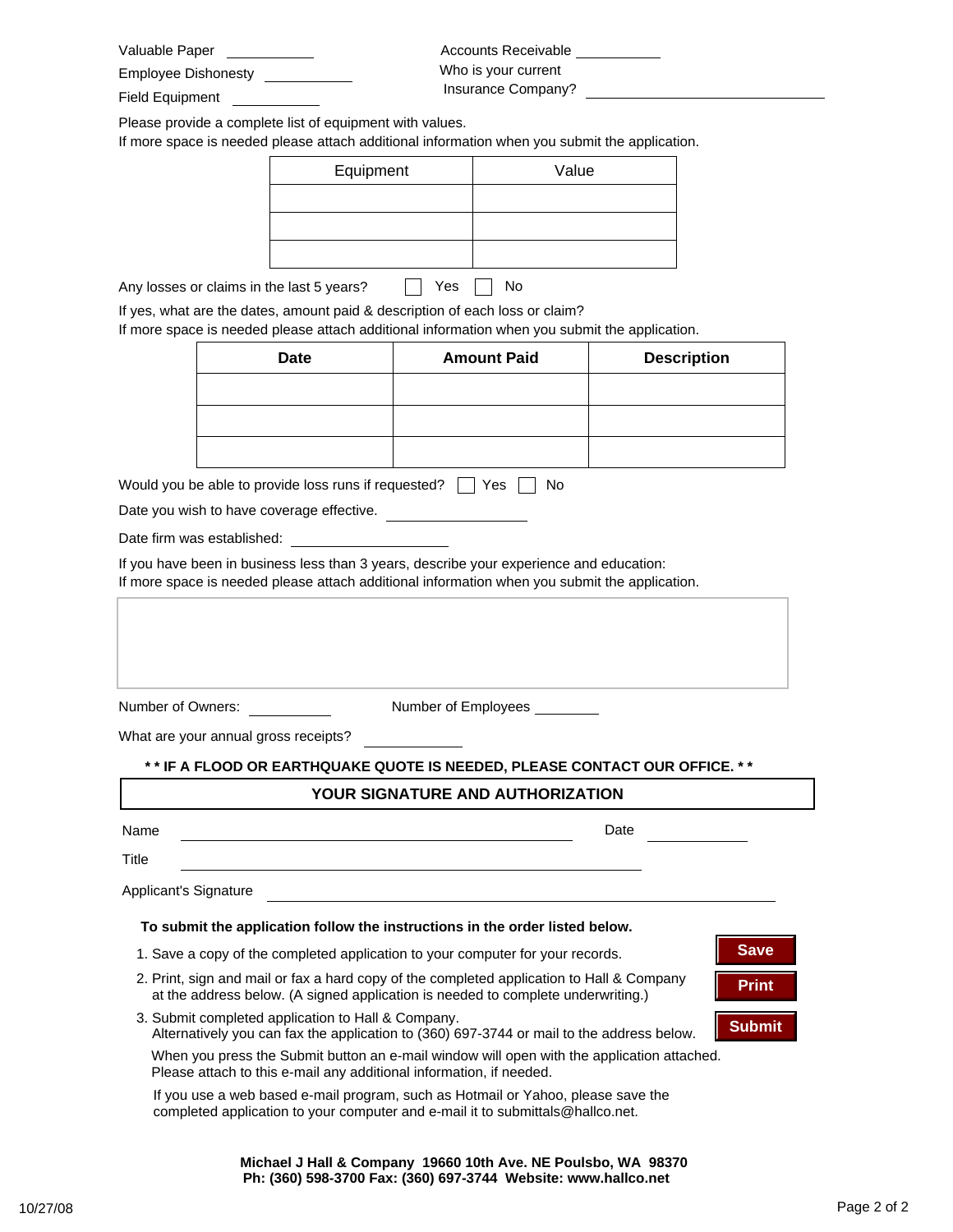Valuable Paper ___________

Employee Dishonesty ___________

Field Equipment ___________

Accounts Receivable ___________

Who is your current Insurance Company? ___________

Please provide a complete list of equipment with values.
If more space is needed please attach additional information when you submit the application.

| Equipment | Value |
| --- | --- |
| | |
| | |
| | |

Any losses or claims in the last 5 years? ☐ Yes ☐ No

If yes, what are the dates, amount paid & description of each loss or claim?
If more space is needed please attach additional information when you submit the application.

| **Date** | **Amount Paid** | **Description** |
| --- | --- | --- |
| | | |
| | | |
| | | |

Would you be able to provide loss runs if requested? ☐ Yes ☐ No

Date you wish to have coverage effective. ___________

Date firm was established: ___________

If you have been in business less than 3 years, describe your experience and education:
If more space is needed please attach additional information when you submit the application.

Number of Owners: ___________ Number of Employees ___________

What are your annual gross receipts? ___________

**\* \* IF A FLOOD OR EARTHQUAKE QUOTE IS NEEDED, PLEASE CONTACT OUR OFFICE. \* \***

## YOUR SIGNATURE AND AUTHORIZATION

Name ___________ Date ___________

Title ___________

Applicant's Signature ___________

**To submit the application follow the instructions in the order listed below.**

1. Save a copy of the completed application to your computer for your records. **Save**
2. Print, sign and mail or fax a hard copy of the completed application to Hall & Company at the address below. (A signed application is needed to complete underwriting.) **Print**
3. Submit completed application to Hall & Company. **Submit**
   Alternatively you can fax the application to (360) 697-3744 or mail to the address below.

   When you press the Submit button an e-mail window will open with the application attached. Please attach to this e-mail any additional information, if needed.

   If you use a web based e-mail program, such as Hotmail or Yahoo, please save the completed application to your computer and e-mail it to submittals@hallco.net.

**Michael J Hall & Company 19660 10th Ave. NE Poulsbo, WA 98370**
**Ph: (360) 598-3700 Fax: (360) 697-3744 Website: www.hallco.net**

10/27/08